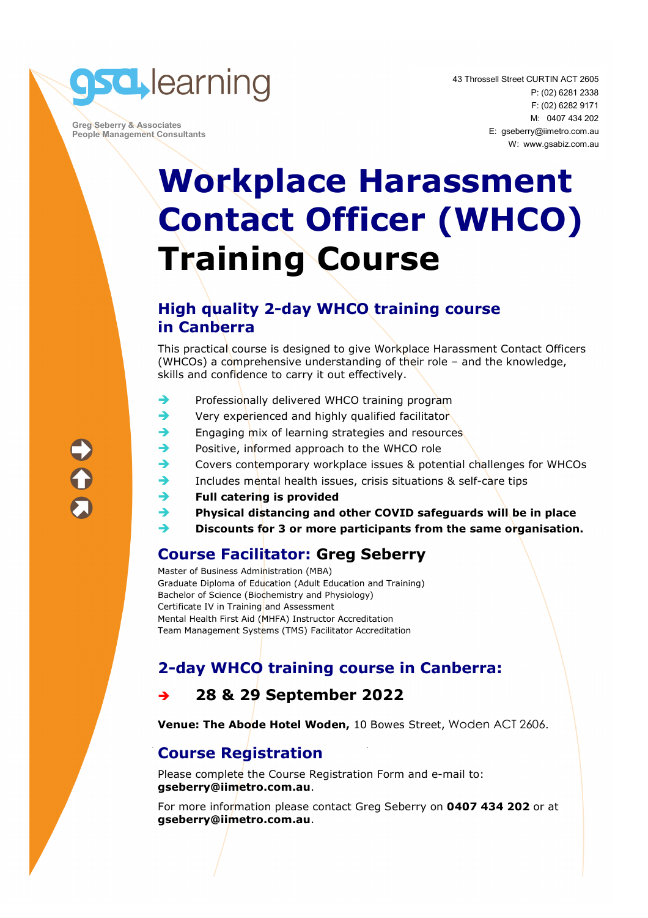gsa learning

Greg Seberry & Associates
People Management Consultants

43 Throssell Street CURTIN ACT 2605
P: (02) 6281 2338
F: (02) 6282 9171
M: 0407 434 202
E: gseberry@iimetro.com.au
W: www.gsabiz.com.au

# Workplace Harassment Contact Officer (WHCO) Training Course

## High quality 2-day WHCO training course in Canberra

This practical course is designed to give Workplace Harassment Contact Officers (WHCOs) a comprehensive understanding of their role – and the knowledge, skills and confidence to carry it out effectively.

- Professionally delivered WHCO training program
- Very experienced and highly qualified facilitator
- Engaging mix of learning strategies and resources
- Positive, informed approach to the WHCO role
- Covers contemporary workplace issues & potential challenges for WHCOs
- Includes mental health issues, crisis situations & self-care tips
- **Full catering is provided**
- **Physical distancing and other COVID safeguards will be in place**
- **Discounts for 3 or more participants from the same organisation.**

## Course Facilitator: Greg Seberry

Master of Business Administration (MBA)
Graduate Diploma of Education (Adult Education and Training)
Bachelor of Science (Biochemistry and Physiology)
Certificate IV in Training and Assessment
Mental Health First Aid (MHFA) Instructor Accreditation
Team Management Systems (TMS) Facilitator Accreditation

## 2-day WHCO training course in Canberra:

- **28 & 29 September 2022**

**Venue: The Abode Hotel Woden,** 10 Bowes Street, Woden ACT 2606.

## Course Registration

Please complete the Course Registration Form and e-mail to: **gseberry@iimetro.com.au**.

For more information please contact Greg Seberry on **0407 434 202** or at **gseberry@iimetro.com.au**.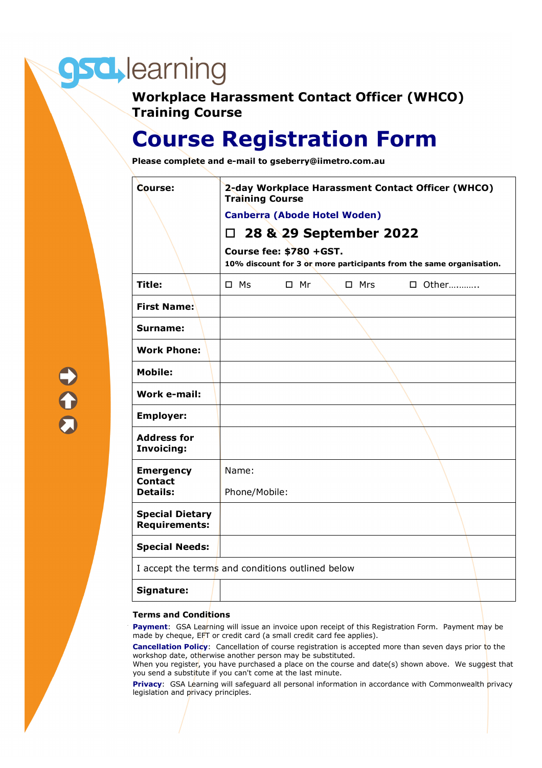gsa learning

**Workplace Harassment Contact Officer (WHCO) Training Course**

# Course Registration Form

**Please complete and e-mail to gseberry@iimetro.com.au**

| | |
|---|---|
| **Course:** | **2-day Workplace Harassment Contact Officer (WHCO) Training Course**<br>**Canberra (Abode Hotel Woden)**<br>☐ **28 & 29 September 2022**<br>**Course fee: $780 +GST.**<br>**10% discount for 3 or more participants from the same organisation.** |
| **Title:** | ☐ Ms ☐ Mr ☐ Mrs ☐ Other……….. |
| **First Name:** | |
| **Surname:** | |
| **Work Phone:** | |
| **Mobile:** | |
| **Work e-mail:** | |
| **Employer:** | |
| **Address for Invoicing:** | |
| **Emergency Contact Details:** | Name:<br>Phone/Mobile: |
| **Special Dietary Requirements:** | |
| **Special Needs:** | |
| I accept the terms and conditions outlined below | |
| **Signature:** | |

**Terms and Conditions**

**Payment**: GSA Learning will issue an invoice upon receipt of this Registration Form. Payment may be made by cheque, EFT or credit card (a small credit card fee applies).

**Cancellation Policy**: Cancellation of course registration is accepted more than seven days prior to the workshop date, otherwise another person may be substituted.
When you register, you have purchased a place on the course and date(s) shown above. We suggest that you send a substitute if you can't come at the last minute.

**Privacy**: GSA Learning will safeguard all personal information in accordance with Commonwealth privacy legislation and privacy principles.